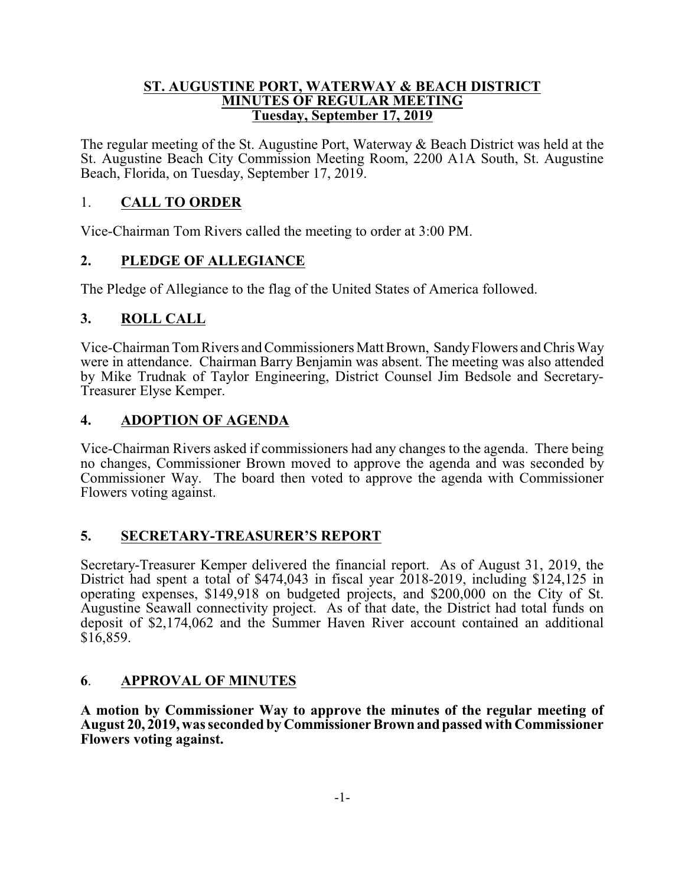# ST. AUGUSTINE PORT, WATERWAY & BEACH DISTRICT
## MINUTES OF REGULAR MEETING
### Tuesday, September 17, 2019

The regular meeting of the St. Augustine Port, Waterway & Beach District was held at the St. Augustine Beach City Commission Meeting Room, 2200 A1A South, St. Augustine Beach, Florida, on Tuesday, September 17, 2019.

## 1. CALL TO ORDER

Vice-Chairman Tom Rivers called the meeting to order at 3:00 PM.

## 2. PLEDGE OF ALLEGIANCE

The Pledge of Allegiance to the flag of the United States of America followed.

## 3. ROLL CALL

Vice-Chairman Tom Rivers and Commissioners Matt Brown, Sandy Flowers and Chris Way were in attendance. Chairman Barry Benjamin was absent. The meeting was also attended by Mike Trudnak of Taylor Engineering, District Counsel Jim Bedsole and Secretary-Treasurer Elyse Kemper.

## 4. ADOPTION OF AGENDA

Vice-Chairman Rivers asked if commissioners had any changes to the agenda. There being no changes, Commissioner Brown moved to approve the agenda and was seconded by Commissioner Way. The board then voted to approve the agenda with Commissioner Flowers voting against.

## 5. SECRETARY-TREASURER'S REPORT

Secretary-Treasurer Kemper delivered the financial report. As of August 31, 2019, the District had spent a total of $474,043 in fiscal year 2018-2019, including $124,125 in operating expenses, $149,918 on budgeted projects, and $200,000 on the City of St. Augustine Seawall connectivity project. As of that date, the District had total funds on deposit of $2,174,062 and the Summer Haven River account contained an additional $16,859.

## 6. APPROVAL OF MINUTES

**A motion by Commissioner Way to approve the minutes of the regular meeting of August 20, 2019, was seconded by Commissioner Brown and passed with Commissioner Flowers voting against.**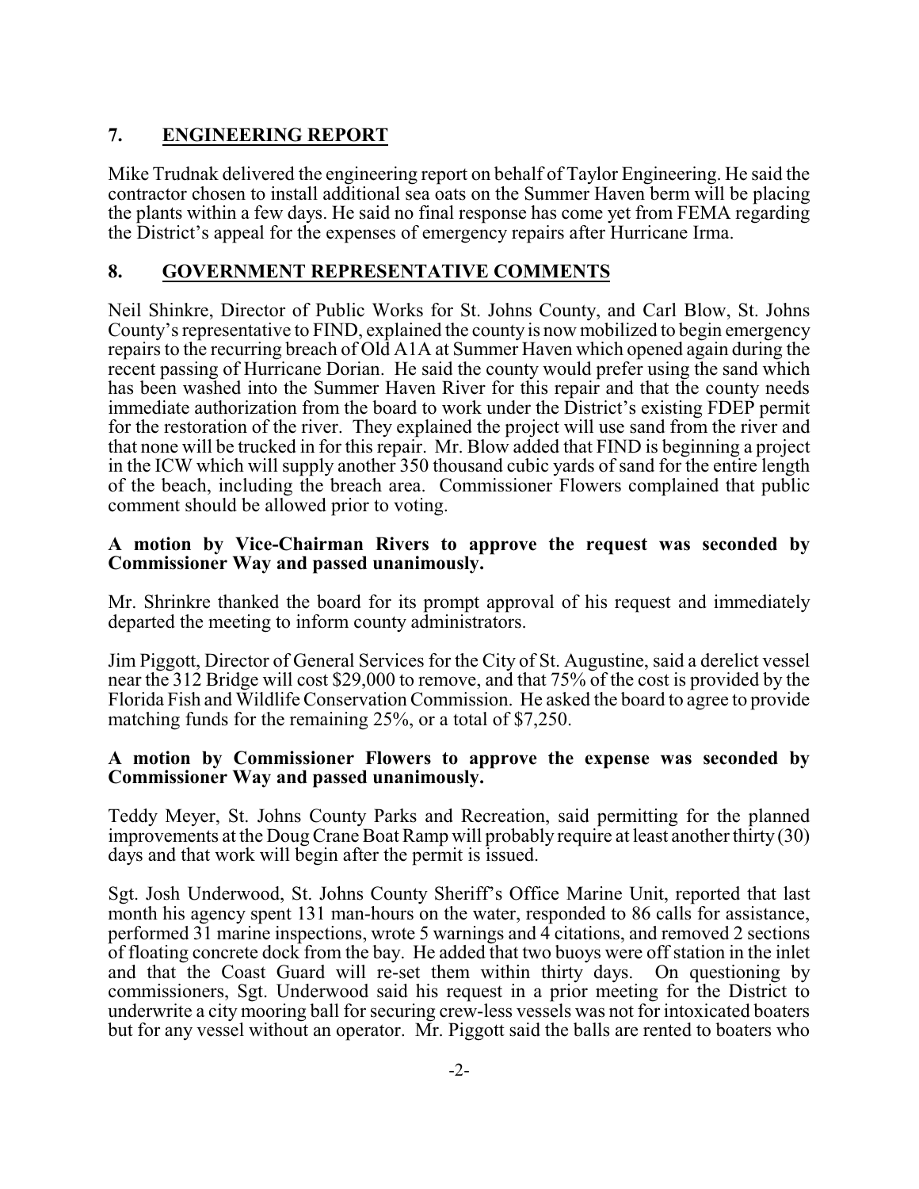## 7. ENGINEERING REPORT

Mike Trudnak delivered the engineering report on behalf of Taylor Engineering. He said the contractor chosen to install additional sea oats on the Summer Haven berm will be placing the plants within a few days. He said no final response has come yet from FEMA regarding the District's appeal for the expenses of emergency repairs after Hurricane Irma.

## 8. GOVERNMENT REPRESENTATIVE COMMENTS

Neil Shinkre, Director of Public Works for St. Johns County, and Carl Blow, St. Johns County's representative to FIND, explained the county is now mobilized to begin emergency repairs to the recurring breach of Old A1A at Summer Haven which opened again during the recent passing of Hurricane Dorian. He said the county would prefer using the sand which has been washed into the Summer Haven River for this repair and that the county needs immediate authorization from the board to work under the District's existing FDEP permit for the restoration of the river. They explained the project will use sand from the river and that none will be trucked in for this repair. Mr. Blow added that FIND is beginning a project in the ICW which will supply another 350 thousand cubic yards of sand for the entire length of the beach, including the breach area. Commissioner Flowers complained that public comment should be allowed prior to voting.

**A motion by Vice-Chairman Rivers to approve the request was seconded by Commissioner Way and passed unanimously.**

Mr. Shrinkre thanked the board for its prompt approval of his request and immediately departed the meeting to inform county administrators.

Jim Piggott, Director of General Services for the City of St. Augustine, said a derelict vessel near the 312 Bridge will cost $29,000 to remove, and that 75% of the cost is provided by the Florida Fish and Wildlife Conservation Commission. He asked the board to agree to provide matching funds for the remaining 25%, or a total of $7,250.

**A motion by Commissioner Flowers to approve the expense was seconded by Commissioner Way and passed unanimously.**

Teddy Meyer, St. Johns County Parks and Recreation, said permitting for the planned improvements at the Doug Crane Boat Ramp will probably require at least another thirty (30) days and that work will begin after the permit is issued.

Sgt. Josh Underwood, St. Johns County Sheriff's Office Marine Unit, reported that last month his agency spent 131 man-hours on the water, responded to 86 calls for assistance, performed 31 marine inspections, wrote 5 warnings and 4 citations, and removed 2 sections of floating concrete dock from the bay. He added that two buoys were off station in the inlet and that the Coast Guard will re-set them within thirty days. On questioning by commissioners, Sgt. Underwood said his request in a prior meeting for the District to underwrite a city mooring ball for securing crew-less vessels was not for intoxicated boaters but for any vessel without an operator. Mr. Piggott said the balls are rented to boaters who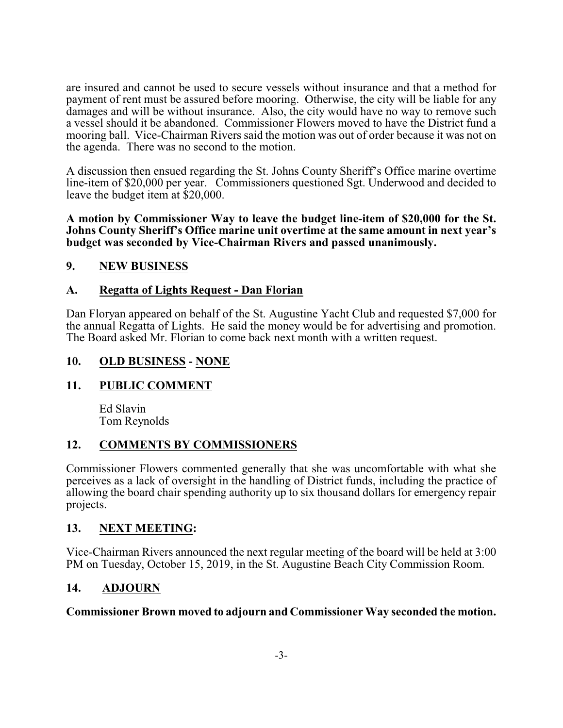are insured and cannot be used to secure vessels without insurance and that a method for payment of rent must be assured before mooring. Otherwise, the city will be liable for any damages and will be without insurance. Also, the city would have no way to remove such a vessel should it be abandoned. Commissioner Flowers moved to have the District fund a mooring ball. Vice-Chairman Rivers said the motion was out of order because it was not on the agenda. There was no second to the motion.

A discussion then ensued regarding the St. Johns County Sheriff's Office marine overtime line-item of $20,000 per year. Commissioners questioned Sgt. Underwood and decided to leave the budget item at $20,000.

**A motion by Commissioner Way to leave the budget line-item of $20,000 for the St. Johns County Sheriff's Office marine unit overtime at the same amount in next year's budget was seconded by Vice-Chairman Rivers and passed unanimously.**

## 9. NEW BUSINESS

### A. Regatta of Lights Request - Dan Florian

Dan Floryan appeared on behalf of the St. Augustine Yacht Club and requested $7,000 for the annual Regatta of Lights. He said the money would be for advertising and promotion. The Board asked Mr. Florian to come back next month with a written request.

## 10. OLD BUSINESS - NONE

## 11. PUBLIC COMMENT

Ed Slavin
Tom Reynolds

## 12. COMMENTS BY COMMISSIONERS

Commissioner Flowers commented generally that she was uncomfortable with what she perceives as a lack of oversight in the handling of District funds, including the practice of allowing the board chair spending authority up to six thousand dollars for emergency repair projects.

## 13. NEXT MEETING:

Vice-Chairman Rivers announced the next regular meeting of the board will be held at 3:00 PM on Tuesday, October 15, 2019, in the St. Augustine Beach City Commission Room.

## 14. ADJOURN

**Commissioner Brown moved to adjourn and Commissioner Way seconded the motion.**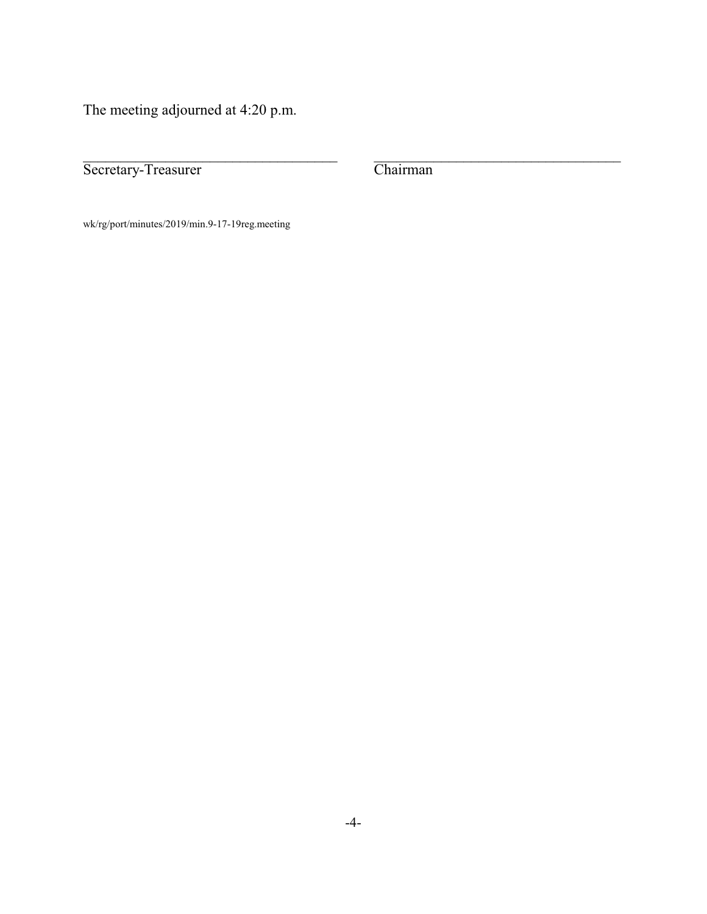The meeting adjourned at 4:20 p.m.

\_\_\_\_\_\_\_\_\_\_\_\_\_\_\_\_\_\_\_\_\_\_\_\_\_\_\_\_\_\_\_\_\_\_\_\_
Secretary-Treasurer

\_\_\_\_\_\_\_\_\_\_\_\_\_\_\_\_\_\_\_\_\_\_\_\_\_\_\_\_\_\_\_\_\_\_\_\_
Chairman

wk/rg/port/minutes/2019/min.9-17-19reg.meeting